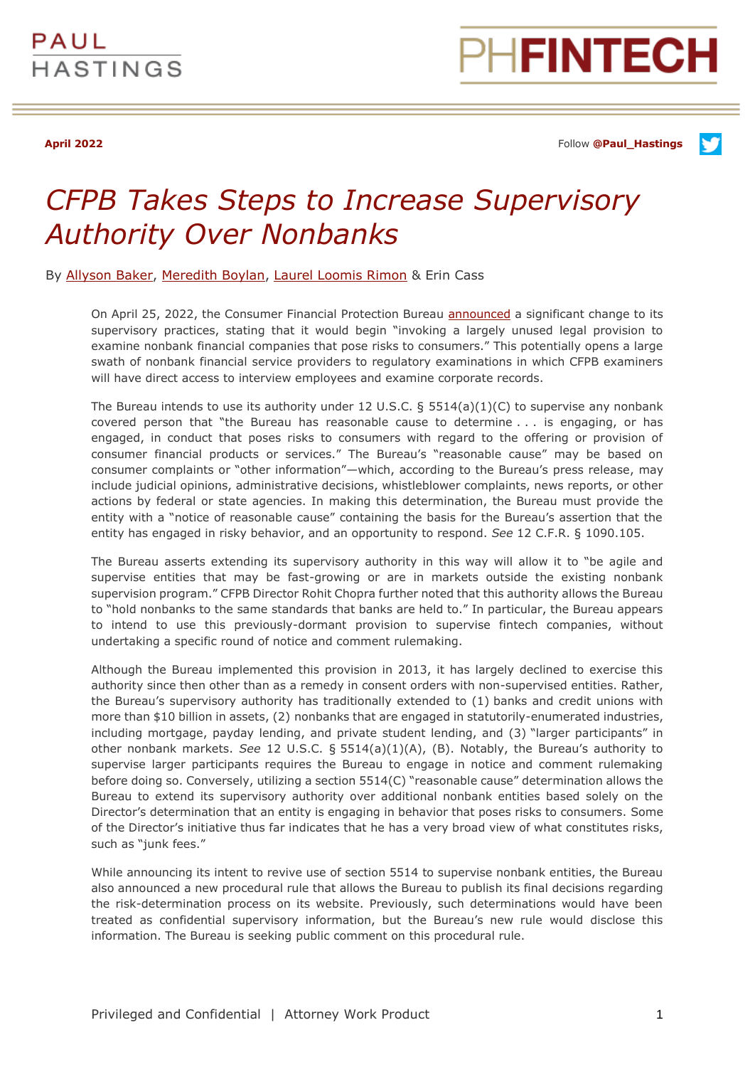April 2022

Follow **@Paul_Hastings**

# *CFPB Takes Steps to Increase Supervisory Authority Over Nonbanks*

By Allyson Baker, Meredith Boylan, Laurel Loomis Rimon & Erin Cass

On April 25, 2022, the Consumer Financial Protection Bureau announced a significant change to its supervisory practices, stating that it would begin "invoking a largely unused legal provision to examine nonbank financial companies that pose risks to consumers." This potentially opens a large swath of nonbank financial service providers to regulatory examinations in which CFPB examiners will have direct access to interview employees and examine corporate records.

The Bureau intends to use its authority under 12 U.S.C. § 5514(a)(1)(C) to supervise any nonbank covered person that "the Bureau has reasonable cause to determine . . . is engaging, or has engaged, in conduct that poses risks to consumers with regard to the offering or provision of consumer financial products or services." The Bureau's "reasonable cause" may be based on consumer complaints or "other information"—which, according to the Bureau's press release, may include judicial opinions, administrative decisions, whistleblower complaints, news reports, or other actions by federal or state agencies. In making this determination, the Bureau must provide the entity with a "notice of reasonable cause" containing the basis for the Bureau's assertion that the entity has engaged in risky behavior, and an opportunity to respond. *See* 12 C.F.R. § 1090.105.

The Bureau asserts extending its supervisory authority in this way will allow it to "be agile and supervise entities that may be fast-growing or are in markets outside the existing nonbank supervision program." CFPB Director Rohit Chopra further noted that this authority allows the Bureau to "hold nonbanks to the same standards that banks are held to." In particular, the Bureau appears to intend to use this previously-dormant provision to supervise fintech companies, without undertaking a specific round of notice and comment rulemaking.

Although the Bureau implemented this provision in 2013, it has largely declined to exercise this authority since then other than as a remedy in consent orders with non-supervised entities. Rather, the Bureau's supervisory authority has traditionally extended to (1) banks and credit unions with more than $10 billion in assets, (2) nonbanks that are engaged in statutorily-enumerated industries, including mortgage, payday lending, and private student lending, and (3) "larger participants" in other nonbank markets. *See* 12 U.S.C. § 5514(a)(1)(A), (B). Notably, the Bureau's authority to supervise larger participants requires the Bureau to engage in notice and comment rulemaking before doing so. Conversely, utilizing a section 5514(C) "reasonable cause" determination allows the Bureau to extend its supervisory authority over additional nonbank entities based solely on the Director's determination that an entity is engaging in behavior that poses risks to consumers. Some of the Director's initiative thus far indicates that he has a very broad view of what constitutes risks, such as "junk fees."

While announcing its intent to revive use of section 5514 to supervise nonbank entities, the Bureau also announced a new procedural rule that allows the Bureau to publish its final decisions regarding the risk-determination process on its website. Previously, such determinations would have been treated as confidential supervisory information, but the Bureau's new rule would disclose this information. The Bureau is seeking public comment on this procedural rule.

Privileged and Confidential | Attorney Work Product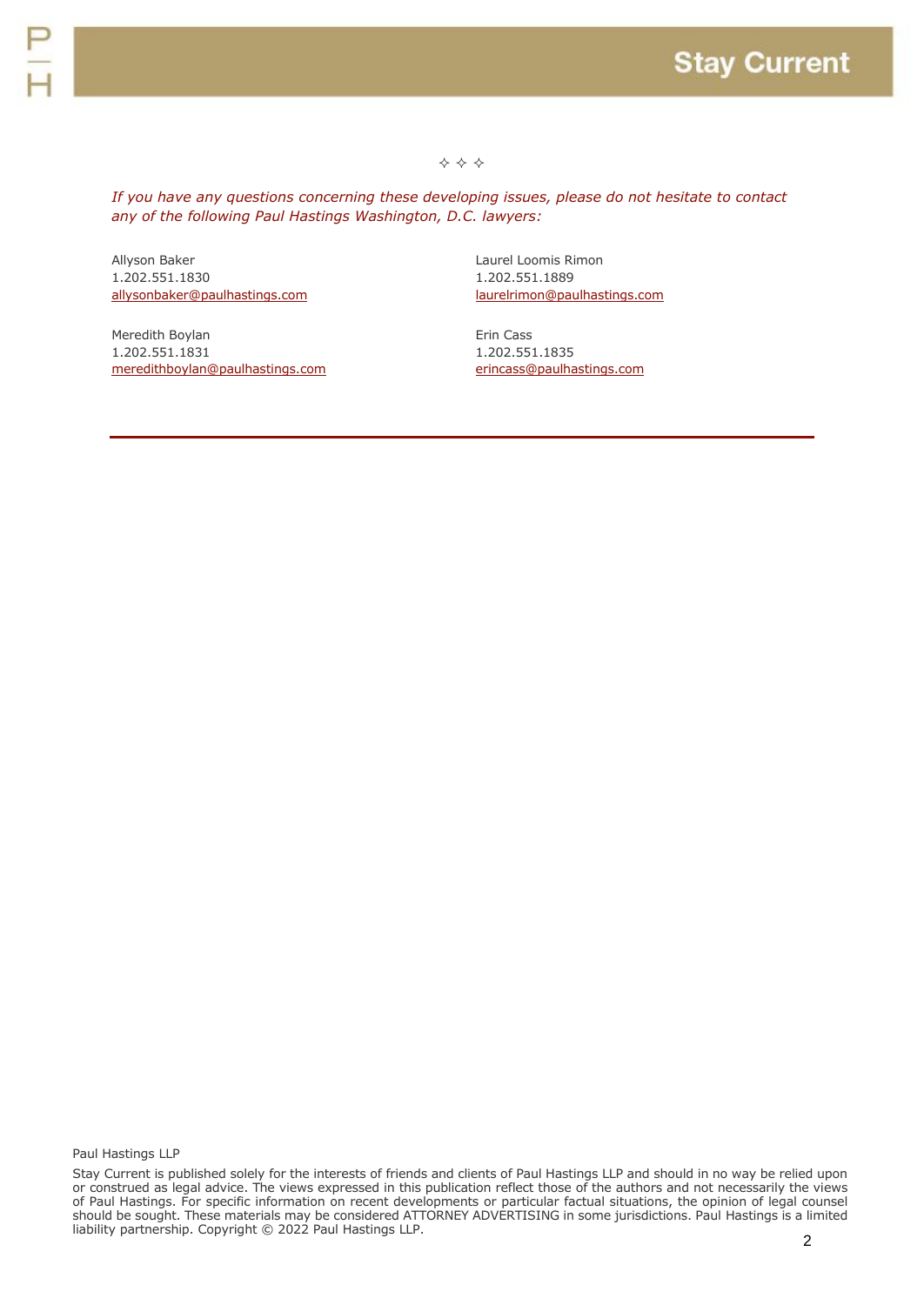✧ ✧ ✧

*If you have any questions concerning these developing issues, please do not hesitate to contact any of the following Paul Hastings Washington, D.C. lawyers:*

Allyson Baker
1.202.551.1830
allysonbaker@paulhastings.com

Meredith Boylan
1.202.551.1831
meredithboylan@paulhastings.com

Laurel Loomis Rimon
1.202.551.1889
laurelrimon@paulhastings.com

Erin Cass
1.202.551.1835
erincass@paulhastings.com

Paul Hastings LLP

Stay Current is published solely for the interests of friends and clients of Paul Hastings LLP and should in no way be relied upon or construed as legal advice. The views expressed in this publication reflect those of the authors and not necessarily the views of Paul Hastings. For specific information on recent developments or particular factual situations, the opinion of legal counsel should be sought. These materials may be considered ATTORNEY ADVERTISING in some jurisdictions. Paul Hastings is a limited liability partnership. Copyright © 2022 Paul Hastings LLP.